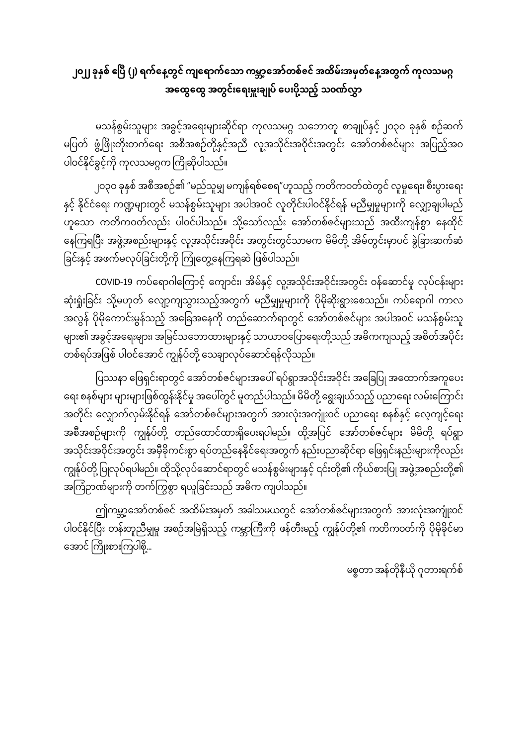# ၂၀၂၂ ခုနှစ် ဧပြီ (၂) ရက်နေ့တွင် ကျရောက်သော ကမ္ဘာ့အော်တစ်ဇင် အထိမ်းအမှတ်နေ့အတွက် ကုလသမဂ္ဂ အထွေထွေ အတွင်းရေးမှူးချုပ် ပေးပို့သည့် သဝဏ်လွှာ

မသန်စွမ်းသူများ အခွင့်အရေးများဆိုင်ရာ ကုလသမဂ္ဂ သဘောတူ စာချုပ်နှင့် ၂၀၃၀ ခုနှစ် စဉ်ဆက်မပြတ် ဖွံ့ဖြိုးတိုးတက်ရေး အစီအစဉ်တို့နှင့်အညီ လူ့အသိုင်းအဝိုင်းအတွင်း အော်တစ်ဇင်များ အပြည့်အဝ ပါဝင်နိုင်ခွင့်ကို ကုလသမဂ္ဂက ကြိုဆိုပါသည်။

၂၀၃၀ ခုနှစ် အစီအစဉ်၏ "မည်သူမျှ မကျန်ရစ်စေရ"ဟူသည့် ကတိကဝတ်ထဲတွင် လူမှုရေး၊ စီးပွားရေးနှင့် နိုင်ငံရေး ကဏ္ဍများတွင် မသန်စွမ်းသူများ အပါအဝင် လူတိုင်းပါဝင်နိုင်ရန် မညီမျှမှုများကို လျှော့ချပါမည်ဟူသော ကတိကဝတ်လည်း ပါဝင်ပါသည်။ သို့သော်လည်း အော်တစ်ဇင်များသည် အထီးကျန်စွာ နေထိုင်နေကြရပြီး အဖွဲ့အစည်းများနှင့် လူ့အသိုင်းအဝိုင်း အတွင်းတွင်သာမက မိမိတို့ အိမ်တွင်းမှာပင် ခွဲခြားဆက်ဆံခြင်းနှင့် အဖက်မလုပ်ခြင်းတို့ကို ကြုံတွေ့နေကြရဆဲ ဖြစ်ပါသည်။

COVID-19 ကပ်ရောဂါကြောင့် ကျောင်း၊ အိမ်နှင့် လူ့အသိုင်းအဝိုင်းအတွင်း ဝန်ဆောင်မှု လုပ်ငန်းများ ဆုံးရှုံးခြင်း သို့မဟုတ် လျော့ကျသွားသည့်အတွက် မညီမျှမှုများကို ပိုမိုဆိုးရွားစေသည်။ ကပ်ရောဂါ ကာလ အလွန် ပိုမိုကောင်းမွန်သည့် အခြေအနေကို တည်ဆောက်ရာတွင် အော်တစ်ဇင်များ အပါအဝင် မသန်စွမ်းသူများ၏ အခွင့်အရေးများ၊ အမြင်သဘောထားများနှင့် သာယာဝပြောရေးတို့သည် အဓိကကျသည့် အစိတ်အပိုင်း တစ်ရပ်အဖြစ် ပါဝင်အောင် ကျွန်ုပ်တို့ သေချာလုပ်ဆောင်ရန်လိုသည်။

ပြဿနာ ဖြေရှင်းရာတွင် အော်တစ်ဇင်များအပေါ် ရပ်ရွာအသိုင်းအဝိုင်း အခြေပြု အထောက်အကူပေးရေး စနစ်များ များများဖြစ်ထွန်းနိုင်မှု အပေါ်တွင် မူတည်ပါသည်။ မိမိတို့ ရွေးချယ်သည့် ပညာရေး လမ်းကြောင်း အတိုင်း လျှောက်လှမ်းနိုင်ရန် အော်တစ်ဇင်များအတွက် အားလုံးအကျုံးဝင် ပညာရေး စနစ်နှင့် လေ့ကျင့်ရေး အစီအစဉ်များကို ကျွန်ုပ်တို့ တည်ထောင်ထားရှိပေးရပါမည်။ ထို့အပြင် အော်တစ်ဇင်များ မိမိတို့ ရပ်ရွာအသိုင်းအဝိုင်းအတွင်း အမှီခိုကင်းစွာ ရပ်တည်နေနိုင်ရေးအတွက် နည်းပညာဆိုင်ရာ ဖြေရှင်းနည်းများကိုလည်း ကျွန်ုပ်တို့ ပြုလုပ်ရပါမည်။ ထိုသို့လုပ်ဆောင်ရာတွင် မသန်စွမ်းများနှင့် ၎င်းတို့၏ ကိုယ်စားပြု အဖွဲ့အစည်းတို့၏ အကြံဉာဏ်များကို တက်ကြွစွာ ရယူခြင်းသည် အဓိက ကျပါသည်။

ဤကမ္ဘာ့အော်တစ်ဇင် အထိမ်းအမှတ် အခါသမယတွင် အော်တစ်ဇင်များအတွက် အားလုံးအကျုံးဝင် ပါဝင်နိုင်ပြီး တန်းတူညီမျှမှု အစဉ်အမြဲရှိသည့် ကမ္ဘာကြီးကို ဖန်တီးမည့် ကျွန်ုပ်တို့၏ ကတိကဝတ်ကို ပိုမိုခိုင်မာအောင် ကြိုးစားကြပါစို့...

မစ္စတာ အန်တိုနီယို ဂူတားရက်စ်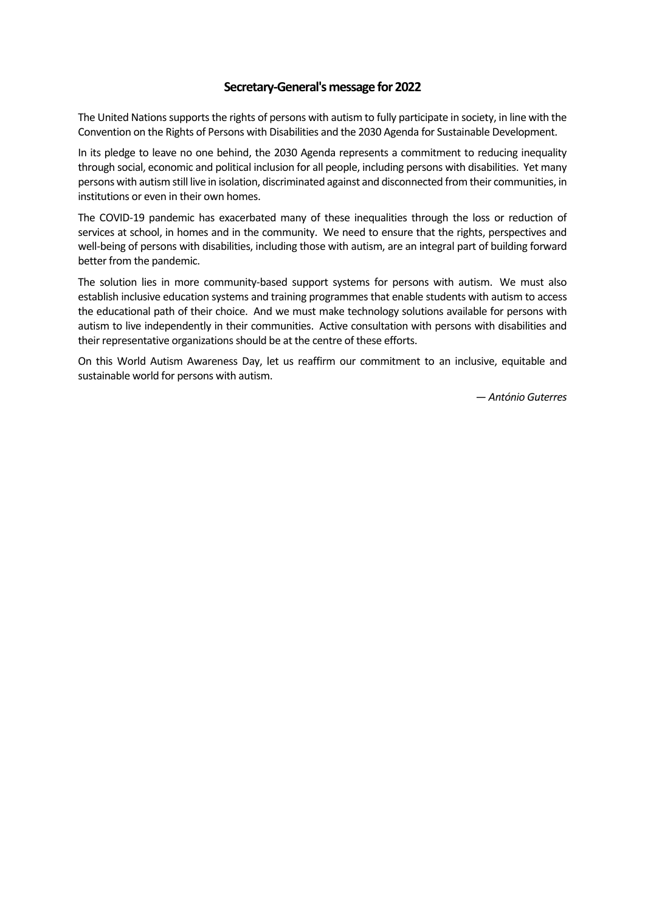## Secretary-General's message for 2022

The United Nations supports the rights of persons with autism to fully participate in society, in line with the Convention on the Rights of Persons with Disabilities and the 2030 Agenda for Sustainable Development.

In its pledge to leave no one behind, the 2030 Agenda represents a commitment to reducing inequality through social, economic and political inclusion for all people, including persons with disabilities. Yet many persons with autism still live in isolation, discriminated against and disconnected from their communities, in institutions or even in their own homes.

The COVID-19 pandemic has exacerbated many of these inequalities through the loss or reduction of services at school, in homes and in the community. We need to ensure that the rights, perspectives and well-being of persons with disabilities, including those with autism, are an integral part of building forward better from the pandemic.

The solution lies in more community-based support systems for persons with autism. We must also establish inclusive education systems and training programmes that enable students with autism to access the educational path of their choice. And we must make technology solutions available for persons with autism to live independently in their communities. Active consultation with persons with disabilities and their representative organizations should be at the centre of these efforts.

On this World Autism Awareness Day, let us reaffirm our commitment to an inclusive, equitable and sustainable world for persons with autism.

— *António Guterres*